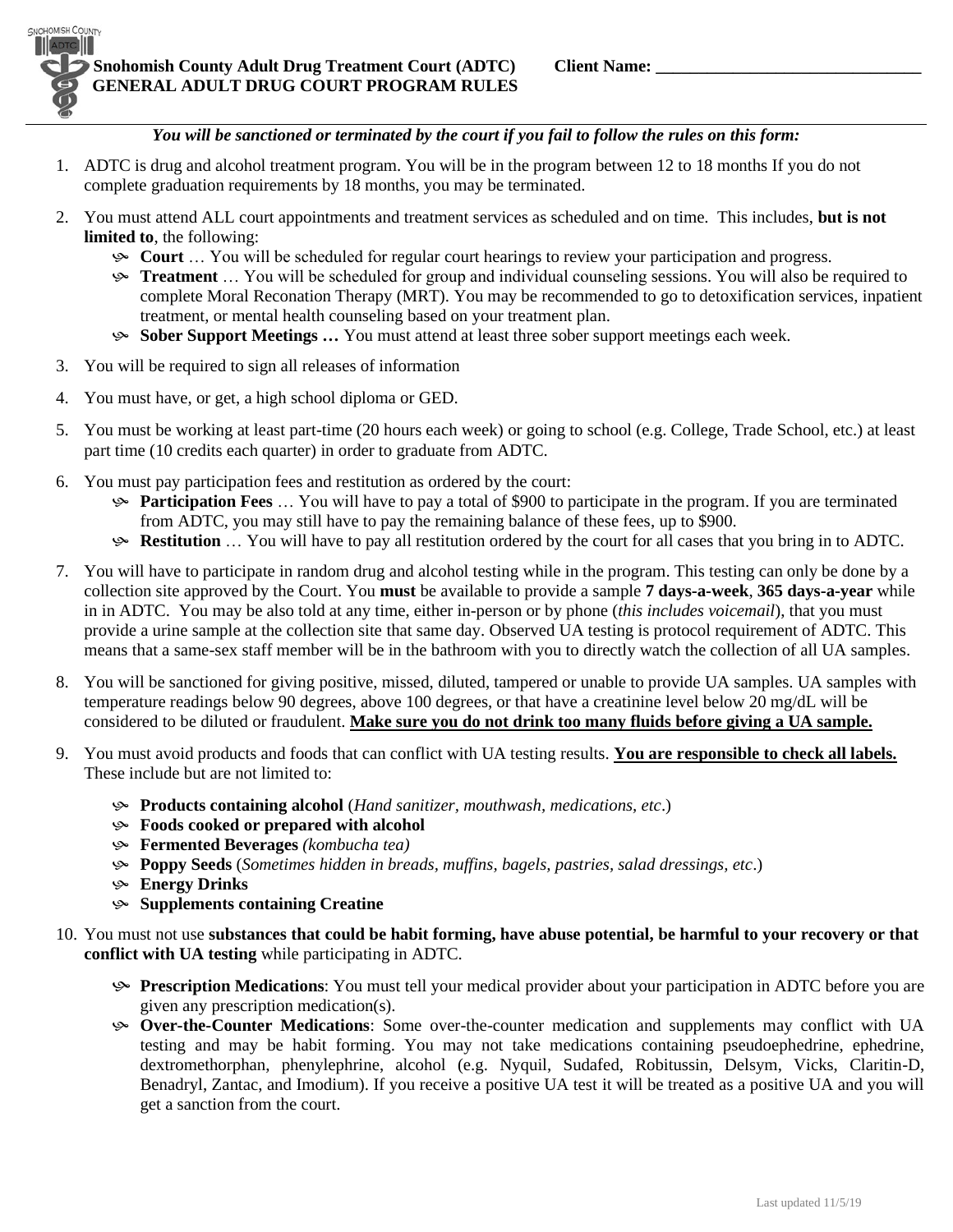**Snohomish County Adult Drug Treatment Court (ADTC)** **Client Name: \_\_\_\_\_\_\_\_\_\_\_\_\_\_\_\_\_\_\_\_\_\_\_\_\_\_\_\_\_\_\_**

**GENERAL ADULT DRUG COURT PROGRAM RULES**

***You will be sanctioned or terminated by the court if you fail to follow the rules on this form:***

1. ADTC is drug and alcohol treatment program. You will be in the program between 12 to 18 months If you do not complete graduation requirements by 18 months, you may be terminated.

2. You must attend ALL court appointments and treatment services as scheduled and on time. This includes, **but is not limited to**, the following:
   - **Court** … You will be scheduled for regular court hearings to review your participation and progress.
   - **Treatment** … You will be scheduled for group and individual counseling sessions. You will also be required to complete Moral Reconation Therapy (MRT). You may be recommended to go to detoxification services, inpatient treatment, or mental health counseling based on your treatment plan.
   - **Sober Support Meetings …** You must attend at least three sober support meetings each week.

3. You will be required to sign all releases of information

4. You must have, or get, a high school diploma or GED.

5. You must be working at least part-time (20 hours each week) or going to school (e.g. College, Trade School, etc.) at least part time (10 credits each quarter) in order to graduate from ADTC.

6. You must pay participation fees and restitution as ordered by the court:
   - **Participation Fees** … You will have to pay a total of $900 to participate in the program. If you are terminated from ADTC, you may still have to pay the remaining balance of these fees, up to $900.
   - **Restitution** … You will have to pay all restitution ordered by the court for all cases that you bring in to ADTC.

7. You will have to participate in random drug and alcohol testing while in the program. This testing can only be done by a collection site approved by the Court. You **must** be available to provide a sample **7 days-a-week**, **365 days-a-year** while in in ADTC. You may be also told at any time, either in-person or by phone (*this includes voicemail*), that you must provide a urine sample at the collection site that same day. Observed UA testing is protocol requirement of ADTC. This means that a same-sex staff member will be in the bathroom with you to directly watch the collection of all UA samples.

8. You will be sanctioned for giving positive, missed, diluted, tampered or unable to provide UA samples. UA samples with temperature readings below 90 degrees, above 100 degrees, or that have a creatinine level below 20 mg/dL will be considered to be diluted or fraudulent. **<u>Make sure you do not drink too many fluids before giving a UA sample.</u>**

9. You must avoid products and foods that can conflict with UA testing results. **<u>You are responsible to check all labels.</u>** These include but are not limited to:
   - **Products containing alcohol** (*Hand sanitizer, mouthwash, medications, etc*.)
   - **Foods cooked or prepared with alcohol**
   - **Fermented Beverages** *(kombucha tea)*
   - **Poppy Seeds** (*Sometimes hidden in breads, muffins, bagels, pastries, salad dressings, etc*.)
   - **Energy Drinks**
   - **Supplements containing Creatine**

10. You must not use **substances that could be habit forming, have abuse potential, be harmful to your recovery or that conflict with UA testing** while participating in ADTC.
    - **Prescription Medications**: You must tell your medical provider about your participation in ADTC before you are given any prescription medication(s).
    - **Over-the-Counter Medications**: Some over-the-counter medication and supplements may conflict with UA testing and may be habit forming. You may not take medications containing pseudoephedrine, ephedrine, dextromethorphan, phenylephrine, alcohol (e.g. Nyquil, Sudafed, Robitussin, Delsym, Vicks, Claritin-D, Benadryl, Zantac, and Imodium). If you receive a positive UA test it will be treated as a positive UA and you will get a sanction from the court.

Last updated 11/5/19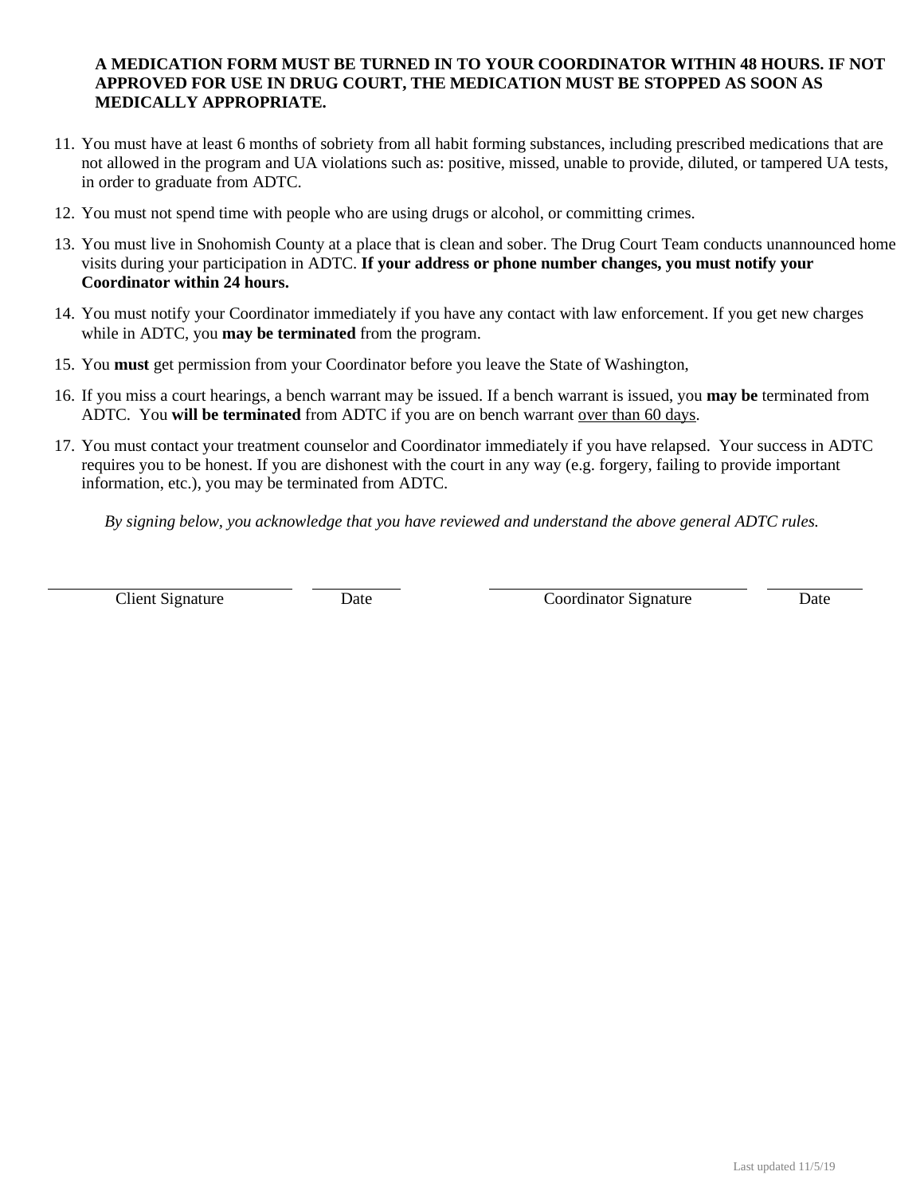**A MEDICATION FORM MUST BE TURNED IN TO YOUR COORDINATOR WITHIN 48 HOURS. IF NOT APPROVED FOR USE IN DRUG COURT, THE MEDICATION MUST BE STOPPED AS SOON AS MEDICALLY APPROPRIATE.**

11. You must have at least 6 months of sobriety from all habit forming substances, including prescribed medications that are not allowed in the program and UA violations such as: positive, missed, unable to provide, diluted, or tampered UA tests, in order to graduate from ADTC.
12. You must not spend time with people who are using drugs or alcohol, or committing crimes.
13. You must live in Snohomish County at a place that is clean and sober. The Drug Court Team conducts unannounced home visits during your participation in ADTC. **If your address or phone number changes, you must notify your Coordinator within 24 hours.**
14. You must notify your Coordinator immediately if you have any contact with law enforcement. If you get new charges while in ADTC, you **may be terminated** from the program.
15. You **must** get permission from your Coordinator before you leave the State of Washington,
16. If you miss a court hearings, a bench warrant may be issued. If a bench warrant is issued, you **may be** terminated from ADTC. You **will be terminated** from ADTC if you are on bench warrant over than 60 days.
17. You must contact your treatment counselor and Coordinator immediately if you have relapsed. Your success in ADTC requires you to be honest. If you are dishonest with the court in any way (e.g. forgery, failing to provide important information, etc.), you may be terminated from ADTC.

*By signing below, you acknowledge that you have reviewed and understand the above general ADTC rules.*

| | | | |
|---|---|---|---|
| Client Signature | Date | Coordinator Signature | Date |

Last updated 11/5/19